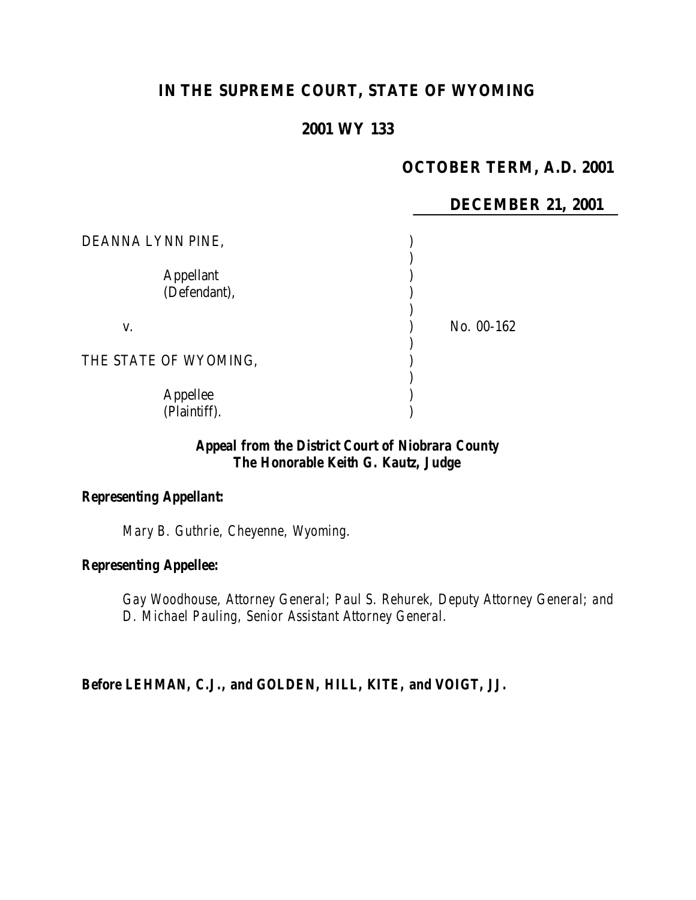# IN THE SUPREME COURT, STATE OF WYOMING

## 2001 WY 133

**OCTOBER TERM, A.D. 2001**

**DECEMBER 21, 2001**

DEANNA LYNN PINE,

Appellant
(Defendant),

v.

No. 00-162

THE STATE OF WYOMING,

Appellee
(Plaintiff).

***Appeal from the District Court of Niobrara County***
***The Honorable Keith G. Kautz, Judge***

***Representing Appellant:***

*Mary B. Guthrie, Cheyenne, Wyoming.*

***Representing Appellee:***

*Gay Woodhouse, Attorney General; Paul S. Rehurek, Deputy Attorney General; and D. Michael Pauling, Senior Assistant Attorney General.*

**Before LEHMAN, C.J., and GOLDEN, HILL, KITE, and VOIGT, JJ.**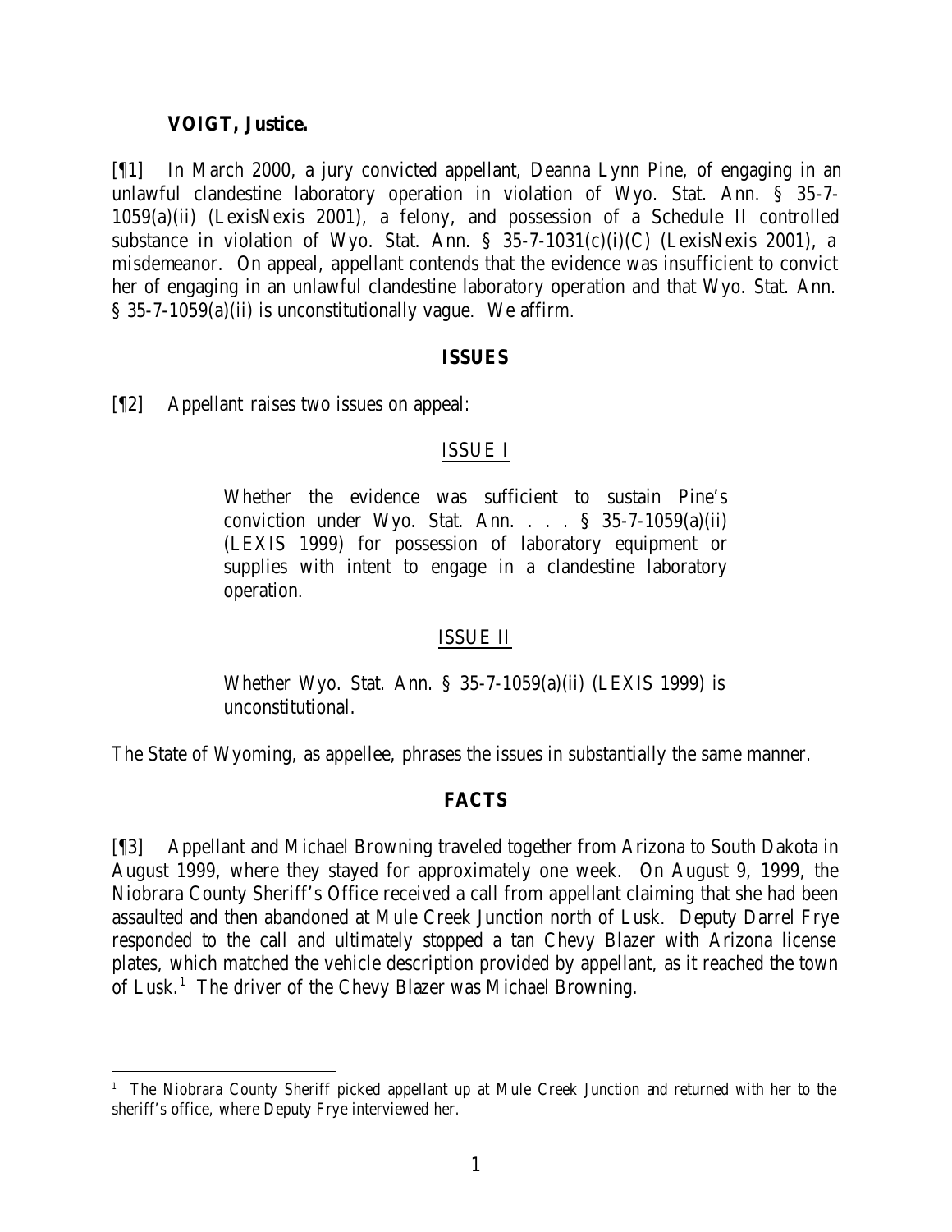**VOIGT, Justice.**

[¶1] In March 2000, a jury convicted appellant, Deanna Lynn Pine, of engaging in an unlawful clandestine laboratory operation in violation of Wyo. Stat. Ann. § 35-7-1059(a)(ii) (LexisNexis 2001), a felony, and possession of a Schedule II controlled substance in violation of Wyo. Stat. Ann. § 35-7-1031(c)(i)(C) (LexisNexis 2001), a misdemeanor. On appeal, appellant contends that the evidence was insufficient to convict her of engaging in an unlawful clandestine laboratory operation and that Wyo. Stat. Ann. § 35-7-1059(a)(ii) is unconstitutionally vague. We affirm.

## ISSUES

[¶2] Appellant raises two issues on appeal:

### ISSUE I

> Whether the evidence was sufficient to sustain Pine's conviction under Wyo. Stat. Ann. . . . § 35-7-1059(a)(ii) (LEXIS 1999) for possession of laboratory equipment or supplies with intent to engage in a clandestine laboratory operation.

### ISSUE II

> Whether Wyo. Stat. Ann. § 35-7-1059(a)(ii) (LEXIS 1999) is unconstitutional.

The State of Wyoming, as appellee, phrases the issues in substantially the same manner.

## FACTS

[¶3] Appellant and Michael Browning traveled together from Arizona to South Dakota in August 1999, where they stayed for approximately one week. On August 9, 1999, the Niobrara County Sheriff's Office received a call from appellant claiming that she had been assaulted and then abandoned at Mule Creek Junction north of Lusk. Deputy Darrel Frye responded to the call and ultimately stopped a tan Chevy Blazer with Arizona license plates, which matched the vehicle description provided by appellant, as it reached the town of Lusk.[1] The driver of the Chevy Blazer was Michael Browning.

[1] The Niobrara County Sheriff picked appellant up at Mule Creek Junction and returned with her to the sheriff's office, where Deputy Frye interviewed her.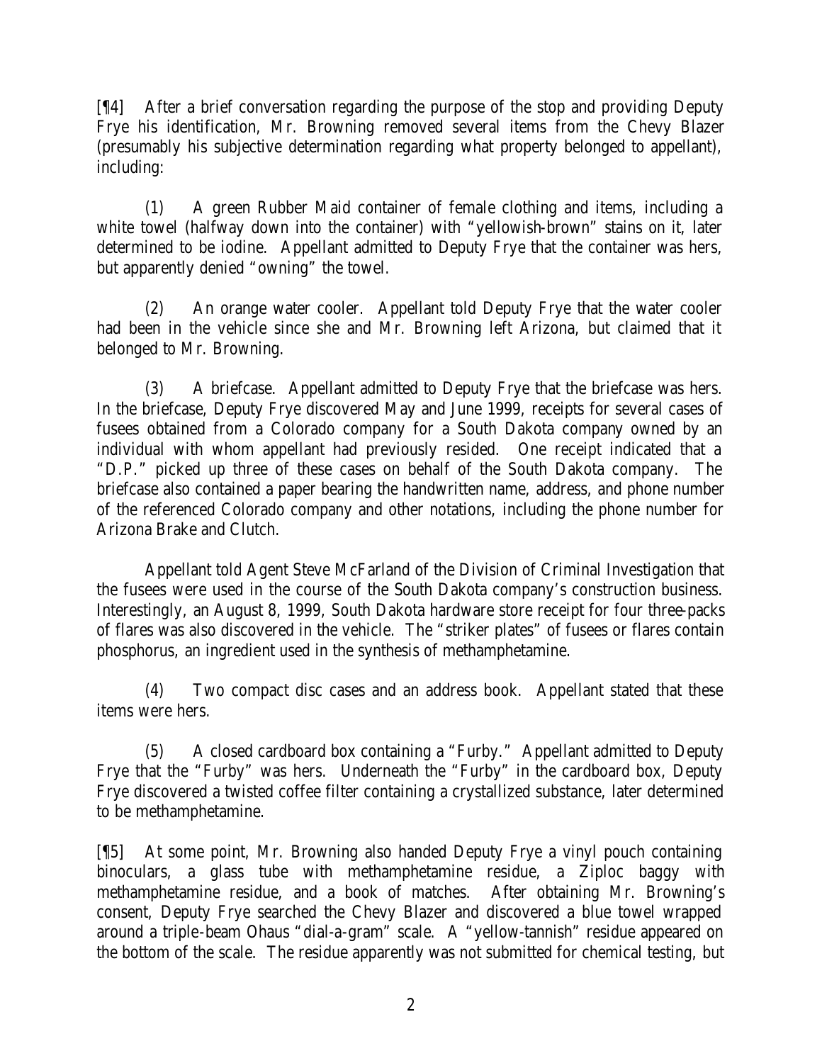[¶4] After a brief conversation regarding the purpose of the stop and providing Deputy Frye his identification, Mr. Browning removed several items from the Chevy Blazer (presumably his subjective determination regarding what property belonged to appellant), including:

(1) A green Rubber Maid container of female clothing and items, including a white towel (halfway down into the container) with "yellowish-brown" stains on it, later determined to be iodine. Appellant admitted to Deputy Frye that the container was hers, but apparently denied "owning" the towel.

(2) An orange water cooler. Appellant told Deputy Frye that the water cooler had been in the vehicle since she and Mr. Browning left Arizona, but claimed that it belonged to Mr. Browning.

(3) A briefcase. Appellant admitted to Deputy Frye that the briefcase was hers. In the briefcase, Deputy Frye discovered May and June 1999, receipts for several cases of fusees obtained from a Colorado company for a South Dakota company owned by an individual with whom appellant had previously resided. One receipt indicated that a "D.P." picked up three of these cases on behalf of the South Dakota company. The briefcase also contained a paper bearing the handwritten name, address, and phone number of the referenced Colorado company and other notations, including the phone number for Arizona Brake and Clutch.

Appellant told Agent Steve McFarland of the Division of Criminal Investigation that the fusees were used in the course of the South Dakota company's construction business. Interestingly, an August 8, 1999, South Dakota hardware store receipt for four three-packs of flares was also discovered in the vehicle. The "striker plates" of fusees or flares contain phosphorus, an ingredient used in the synthesis of methamphetamine.

(4) Two compact disc cases and an address book. Appellant stated that these items were hers.

(5) A closed cardboard box containing a "Furby." Appellant admitted to Deputy Frye that the "Furby" was hers. Underneath the "Furby" in the cardboard box, Deputy Frye discovered a twisted coffee filter containing a crystallized substance, later determined to be methamphetamine.

[¶5] At some point, Mr. Browning also handed Deputy Frye a vinyl pouch containing binoculars, a glass tube with methamphetamine residue, a Ziploc baggy with methamphetamine residue, and a book of matches. After obtaining Mr. Browning's consent, Deputy Frye searched the Chevy Blazer and discovered a blue towel wrapped around a triple-beam Ohaus "dial-a-gram" scale. A "yellow-tannish" residue appeared on the bottom of the scale. The residue apparently was not submitted for chemical testing, but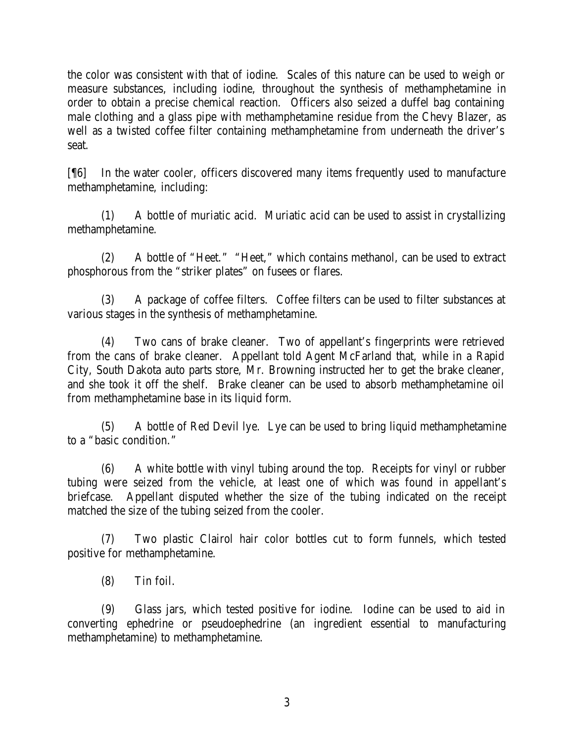the color was consistent with that of iodine. Scales of this nature can be used to weigh or measure substances, including iodine, throughout the synthesis of methamphetamine in order to obtain a precise chemical reaction. Officers also seized a duffel bag containing male clothing and a glass pipe with methamphetamine residue from the Chevy Blazer, as well as a twisted coffee filter containing methamphetamine from underneath the driver's seat.

[¶6] In the water cooler, officers discovered many items frequently used to manufacture methamphetamine, including:

(1) A bottle of muriatic acid. Muriatic acid can be used to assist in crystallizing methamphetamine.

(2) A bottle of "Heet." "Heet," which contains methanol, can be used to extract phosphorous from the "striker plates" on fusees or flares.

(3) A package of coffee filters. Coffee filters can be used to filter substances at various stages in the synthesis of methamphetamine.

(4) Two cans of brake cleaner. Two of appellant's fingerprints were retrieved from the cans of brake cleaner. Appellant told Agent McFarland that, while in a Rapid City, South Dakota auto parts store, Mr. Browning instructed her to get the brake cleaner, and she took it off the shelf. Brake cleaner can be used to absorb methamphetamine oil from methamphetamine base in its liquid form.

(5) A bottle of Red Devil lye. Lye can be used to bring liquid methamphetamine to a "basic condition."

(6) A white bottle with vinyl tubing around the top. Receipts for vinyl or rubber tubing were seized from the vehicle, at least one of which was found in appellant's briefcase. Appellant disputed whether the size of the tubing indicated on the receipt matched the size of the tubing seized from the cooler.

(7) Two plastic Clairol hair color bottles cut to form funnels, which tested positive for methamphetamine.

(8) Tin foil.

(9) Glass jars, which tested positive for iodine. Iodine can be used to aid in converting ephedrine or pseudoephedrine (an ingredient essential to manufacturing methamphetamine) to methamphetamine.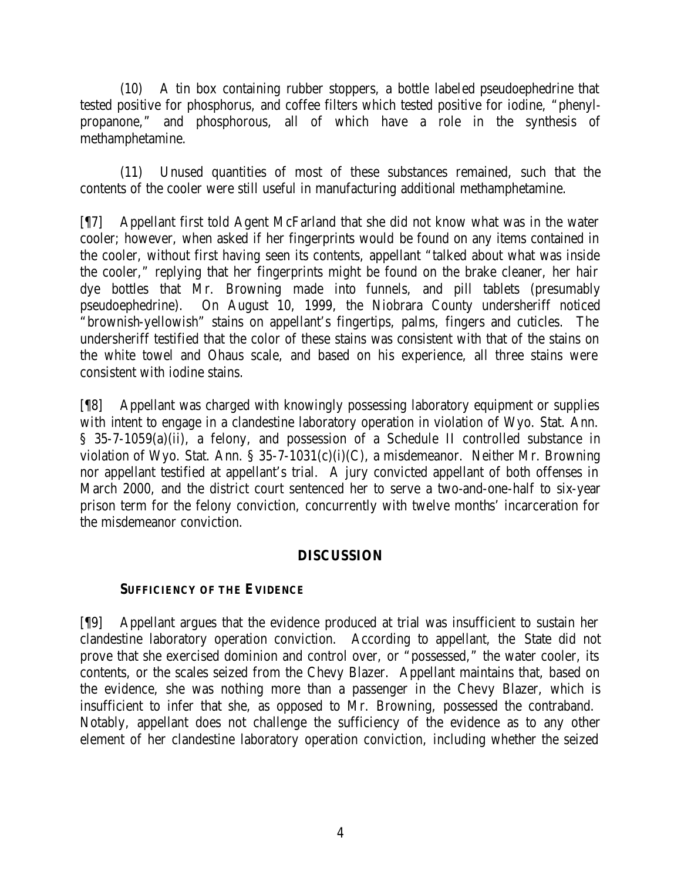(10) A tin box containing rubber stoppers, a bottle labeled pseudoephedrine that tested positive for phosphorus, and coffee filters which tested positive for iodine, "phenyl-propanone," and phosphorous, all of which have a role in the synthesis of methamphetamine.

(11) Unused quantities of most of these substances remained, such that the contents of the cooler were still useful in manufacturing additional methamphetamine.

[¶7] Appellant first told Agent McFarland that she did not know what was in the water cooler; however, when asked if her fingerprints would be found on any items contained in the cooler, without first having seen its contents, appellant "talked about what was inside the cooler," replying that her fingerprints might be found on the brake cleaner, her hair dye bottles that Mr. Browning made into funnels, and pill tablets (presumably pseudoephedrine). On August 10, 1999, the Niobrara County undersheriff noticed "brownish-yellowish" stains on appellant's fingertips, palms, fingers and cuticles. The undersheriff testified that the color of these stains was consistent with that of the stains on the white towel and Ohaus scale, and based on his experience, all three stains were consistent with iodine stains.

[¶8] Appellant was charged with knowingly possessing laboratory equipment or supplies with intent to engage in a clandestine laboratory operation in violation of Wyo. Stat. Ann. § 35-7-1059(a)(ii), a felony, and possession of a Schedule II controlled substance in violation of Wyo. Stat. Ann. § 35-7-1031(c)(i)(C), a misdemeanor. Neither Mr. Browning nor appellant testified at appellant's trial. A jury convicted appellant of both offenses in March 2000, and the district court sentenced her to serve a two-and-one-half to six-year prison term for the felony conviction, concurrently with twelve months' incarceration for the misdemeanor conviction.

## DISCUSSION

### SUFFICIENCY OF THE EVIDENCE

[¶9] Appellant argues that the evidence produced at trial was insufficient to sustain her clandestine laboratory operation conviction. According to appellant, the State did not prove that she exercised dominion and control over, or "possessed," the water cooler, its contents, or the scales seized from the Chevy Blazer. Appellant maintains that, based on the evidence, she was nothing more than a passenger in the Chevy Blazer, which is insufficient to infer that she, as opposed to Mr. Browning, possessed the contraband. Notably, appellant does not challenge the sufficiency of the evidence as to any other element of her clandestine laboratory operation conviction, including whether the seized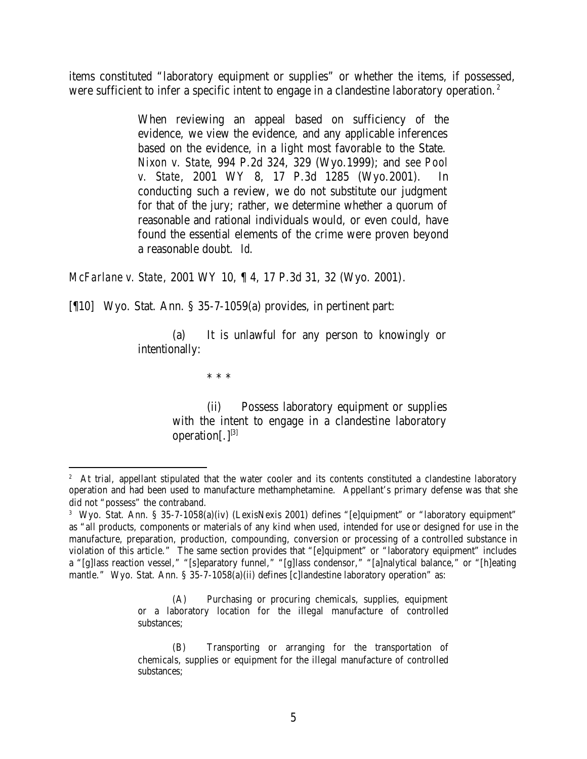items constituted "laboratory equipment or supplies" or whether the items, if possessed, were sufficient to infer a specific intent to engage in a clandestine laboratory operation.[2]

> When reviewing an appeal based on sufficiency of the evidence, we view the evidence, and any applicable inferences based on the evidence, in a light most favorable to the State. *Nixon v. State*, 994 P.2d 324, 329 (Wyo.1999); and *see Pool v. State*, 2001 WY 8, 17 P.3d 1285 (Wyo.2001). In conducting such a review, we do not substitute our judgment for that of the jury; rather, we determine whether a quorum of reasonable and rational individuals would, or even could, have found the essential elements of the crime were proven beyond a reasonable doubt. *Id.*

*McFarlane v. State*, 2001 WY 10, ¶ 4, 17 P.3d 31, 32 (Wyo. 2001).

[¶10] Wyo. Stat. Ann. § 35-7-1059(a) provides, in pertinent part:

> (a) It is unlawful for any person to knowingly or intentionally:
>
> \* \* \*
>
> (ii) Possess laboratory equipment or supplies with the intent to engage in a clandestine laboratory operation[.][3]

---

[2] At trial, appellant stipulated that the water cooler and its contents constituted a clandestine laboratory operation and had been used to manufacture methamphetamine. Appellant's primary defense was that she did not "possess" the contraband.

[3] Wyo. Stat. Ann. § 35-7-1058(a)(iv) (LexisNexis 2001) defines "[e]quipment" or "laboratory equipment" as "all products, components or materials of any kind when used, intended for use or designed for use in the manufacture, preparation, production, compounding, conversion or processing of a controlled substance in violation of this article." The same section provides that "[e]quipment" or "laboratory equipment" includes a "[g]lass reaction vessel," "[s]eparatory funnel," "[g]lass condensor," "[a]nalytical balance," or "[h]eating mantle." Wyo. Stat. Ann. § 35-7-1058(a)(ii) defines [c]landestine laboratory operation" as:

> (A) Purchasing or procuring chemicals, supplies, equipment or a laboratory location for the illegal manufacture of controlled substances;
>
> (B) Transporting or arranging for the transportation of chemicals, supplies or equipment for the illegal manufacture of controlled substances;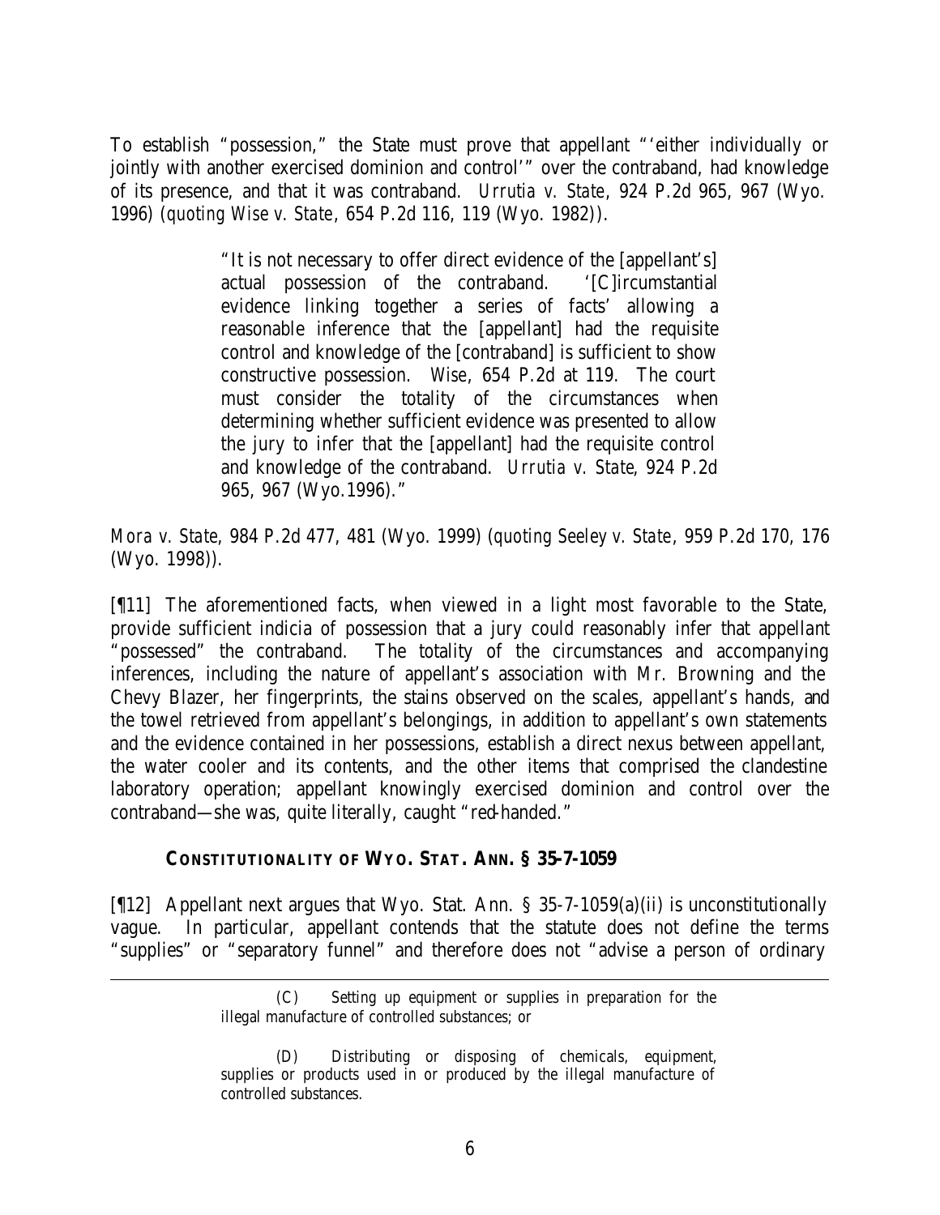To establish "possession," the State must prove that appellant "'either individually or jointly with another exercised dominion and control'" over the contraband, had knowledge of its presence, and that it was contraband. *Urrutia v. State*, 924 P.2d 965, 967 (Wyo. 1996) (*quoting Wise v. State*, 654 P.2d 116, 119 (Wyo. 1982)).

> "It is not necessary to offer direct evidence of the [appellant's] actual possession of the contraband. '[C]ircumstantial evidence linking together a series of facts' allowing a reasonable inference that the [appellant] had the requisite control and knowledge of the [contraband] is sufficient to show constructive possession. *Wise*, 654 P.2d at 119. The court must consider the totality of the circumstances when determining whether sufficient evidence was presented to allow the jury to infer that the [appellant] had the requisite control and knowledge of the contraband. *Urrutia v. State*, 924 P.2d 965, 967 (Wyo.1996)."

*Mora v. State*, 984 P.2d 477, 481 (Wyo. 1999) (*quoting Seeley v. State*, 959 P.2d 170, 176 (Wyo. 1998)).

[¶11] The aforementioned facts, when viewed in a light most favorable to the State, provide sufficient indicia of possession that a jury could reasonably infer that appellant "possessed" the contraband. The totality of the circumstances and accompanying inferences, including the nature of appellant's association with Mr. Browning and the Chevy Blazer, her fingerprints, the stains observed on the scales, appellant's hands, and the towel retrieved from appellant's belongings, in addition to appellant's own statements and the evidence contained in her possessions, establish a direct nexus between appellant, the water cooler and its contents, and the other items that comprised the clandestine laboratory operation; appellant knowingly exercised dominion and control over the contraband—she was, quite literally, caught "red-handed."

**CONSTITUTIONALITY OF WYO. STAT. ANN. § 35-7-1059**

[¶12] Appellant next argues that Wyo. Stat. Ann. § 35-7-1059(a)(ii) is unconstitutionally vague. In particular, appellant contends that the statute does not define the terms "supplies" or "separatory funnel" and therefore does not "advise a person of ordinary

---

> (C) Setting up equipment or supplies in preparation for the illegal manufacture of controlled substances; or
>
> (D) Distributing or disposing of chemicals, equipment, supplies or products used in or produced by the illegal manufacture of controlled substances.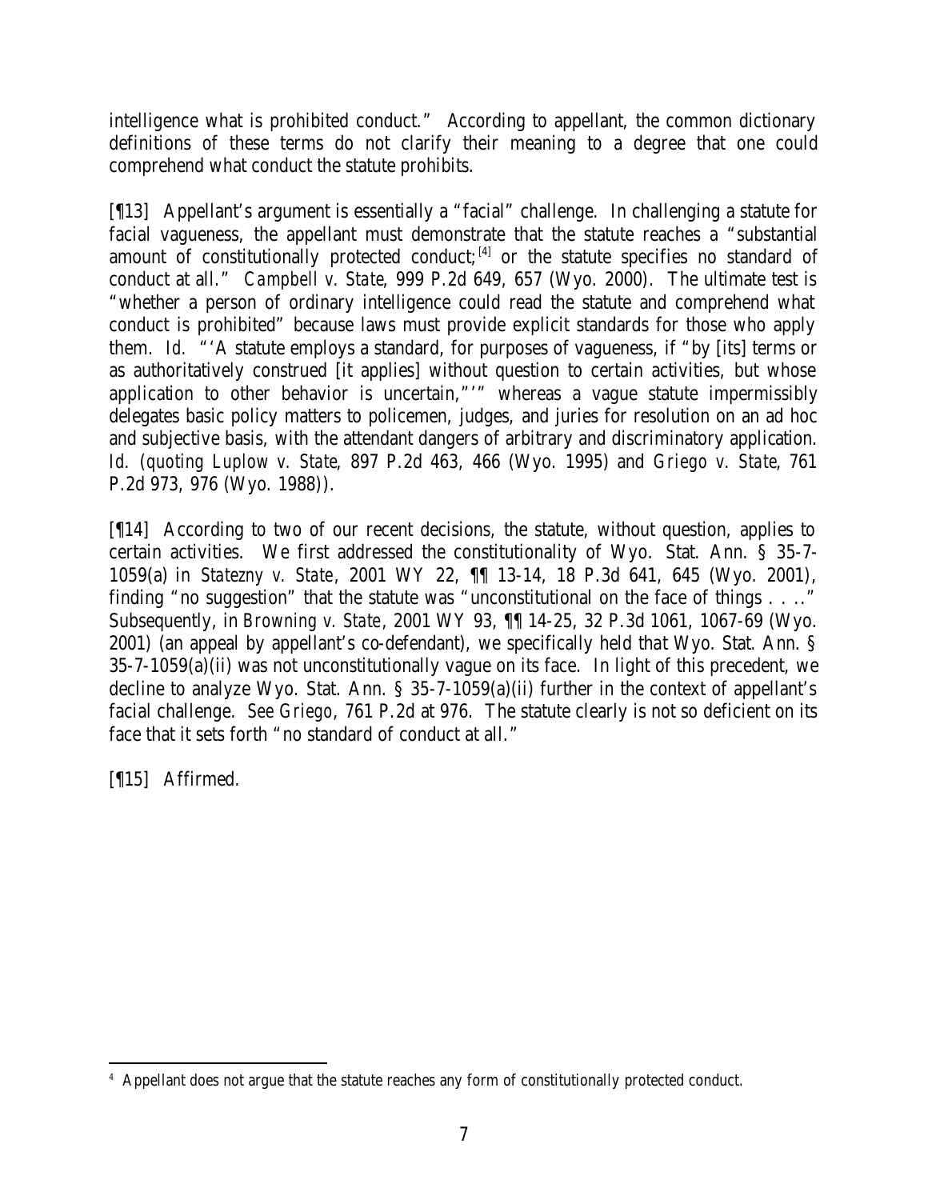intelligence what is prohibited conduct." According to appellant, the common dictionary definitions of these terms do not clarify their meaning to a degree that one could comprehend what conduct the statute prohibits.

[¶13] Appellant's argument is essentially a "facial" challenge. In challenging a statute for facial vagueness, the appellant must demonstrate that the statute reaches a "substantial amount of constitutionally protected conduct;[4] or the statute specifies no standard of conduct at all." *Campbell v. State*, 999 P.2d 649, 657 (Wyo. 2000). The ultimate test is "whether a person of ordinary intelligence could read the statute and comprehend what conduct is prohibited" because laws must provide explicit standards for those who apply them. *Id.* "'A statute employs a standard, for purposes of vagueness, if "by [its] terms or as authoritatively construed [it applies] without question to certain activities, but whose application to other behavior is uncertain,"'" whereas a vague statute impermissibly delegates basic policy matters to policemen, judges, and juries for resolution on an ad hoc and subjective basis, with the attendant dangers of arbitrary and discriminatory application. *Id.* (*quoting Luplow v. State*, 897 P.2d 463, 466 (Wyo. 1995) and *Griego v. State*, 761 P.2d 973, 976 (Wyo. 1988)).

[¶14] According to two of our recent decisions, the statute, without question, applies to certain activities. We first addressed the constitutionality of Wyo. Stat. Ann. § 35-7-1059(a) in *Statezny v. State*, 2001 WY 22, ¶¶ 13-14, 18 P.3d 641, 645 (Wyo. 2001), finding "no suggestion" that the statute was "unconstitutional on the face of things . . .." Subsequently, in *Browning v. State*, 2001 WY 93, ¶¶ 14-25, 32 P.3d 1061, 1067-69 (Wyo. 2001) (an appeal by appellant's co-defendant), we specifically held that Wyo. Stat. Ann. § 35-7-1059(a)(ii) was not unconstitutionally vague on its face. In light of this precedent, we decline to analyze Wyo. Stat. Ann. § 35-7-1059(a)(ii) further in the context of appellant's facial challenge. *See Griego*, 761 P.2d at 976. The statute clearly is not so deficient on its face that it sets forth "no standard of conduct at all."

[¶15] Affirmed.

---

[4] Appellant does not argue that the statute reaches any form of constitutionally protected conduct.